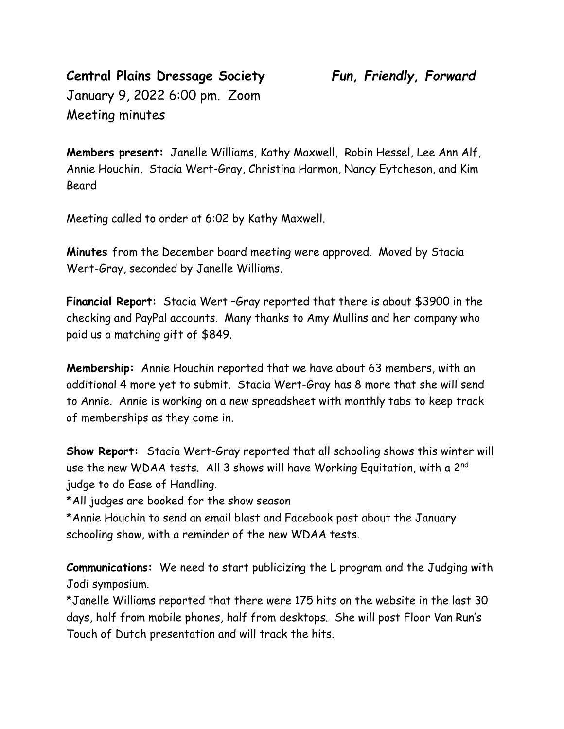**Central Plains Dressage Society** ***Fun, Friendly, Forward***

January 9, 2022 6:00 pm. Zoom
Meeting minutes

**Members present:** Janelle Williams, Kathy Maxwell, Robin Hessel, Lee Ann Alf, Annie Houchin, Stacia Wert-Gray, Christina Harmon, Nancy Eytcheson, and Kim Beard

Meeting called to order at 6:02 by Kathy Maxwell.

**Minutes** from the December board meeting were approved. Moved by Stacia Wert-Gray, seconded by Janelle Williams.

**Financial Report:** Stacia Wert –Gray reported that there is about $3900 in the checking and PayPal accounts. Many thanks to Amy Mullins and her company who paid us a matching gift of $849.

**Membership:** Annie Houchin reported that we have about 63 members, with an additional 4 more yet to submit. Stacia Wert-Gray has 8 more that she will send to Annie. Annie is working on a new spreadsheet with monthly tabs to keep track of memberships as they come in.

**Show Report:** Stacia Wert-Gray reported that all schooling shows this winter will use the new WDAA tests. All 3 shows will have Working Equitation, with a 2nd judge to do Ease of Handling.

*All judges are booked for the show season

*Annie Houchin to send an email blast and Facebook post about the January schooling show, with a reminder of the new WDAA tests.

**Communications:** We need to start publicizing the L program and the Judging with Jodi symposium.

*Janelle Williams reported that there were 175 hits on the website in the last 30 days, half from mobile phones, half from desktops. She will post Floor Van Run's Touch of Dutch presentation and will track the hits.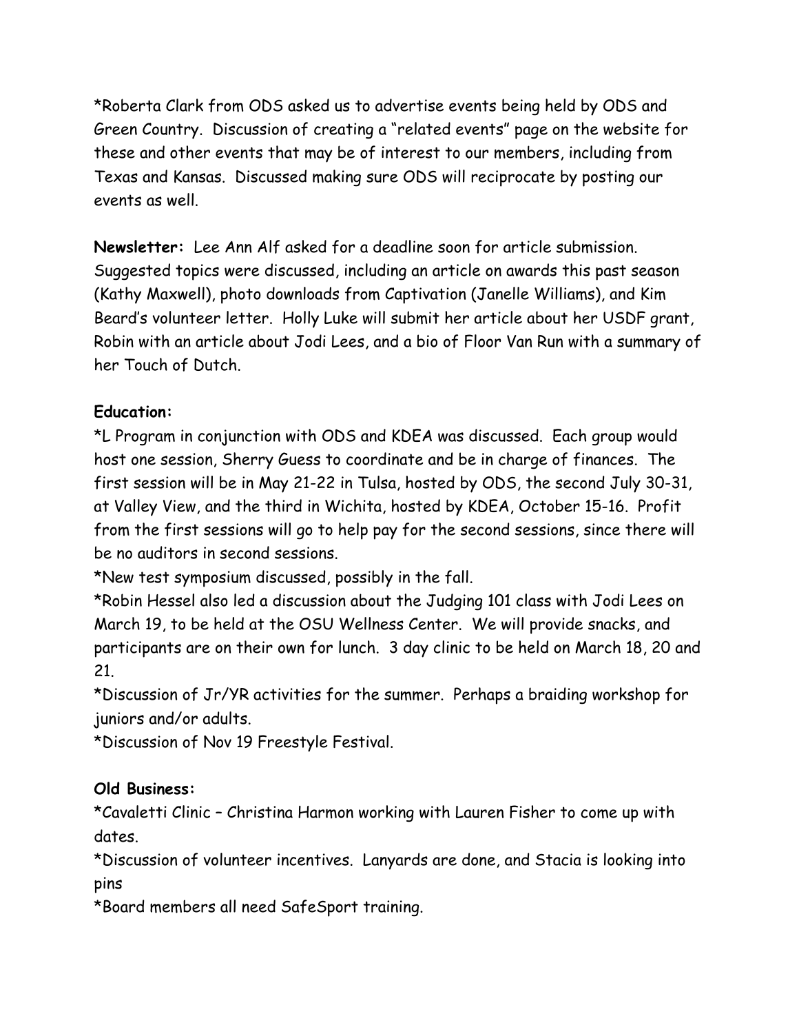*Roberta Clark from ODS asked us to advertise events being held by ODS and Green Country. Discussion of creating a "related events" page on the website for these and other events that may be of interest to our members, including from Texas and Kansas. Discussed making sure ODS will reciprocate by posting our events as well.

**Newsletter:** Lee Ann Alf asked for a deadline soon for article submission. Suggested topics were discussed, including an article on awards this past season (Kathy Maxwell), photo downloads from Captivation (Janelle Williams), and Kim Beard's volunteer letter. Holly Luke will submit her article about her USDF grant, Robin with an article about Jodi Lees, and a bio of Floor Van Run with a summary of her Touch of Dutch.

**Education:**

*L Program in conjunction with ODS and KDEA was discussed. Each group would host one session, Sherry Guess to coordinate and be in charge of finances. The first session will be in May 21-22 in Tulsa, hosted by ODS, the second July 30-31, at Valley View, and the third in Wichita, hosted by KDEA, October 15-16. Profit from the first sessions will go to help pay for the second sessions, since there will be no auditors in second sessions.

*New test symposium discussed, possibly in the fall.

*Robin Hessel also led a discussion about the Judging 101 class with Jodi Lees on March 19, to be held at the OSU Wellness Center. We will provide snacks, and participants are on their own for lunch. 3 day clinic to be held on March 18, 20 and 21.

*Discussion of Jr/YR activities for the summer. Perhaps a braiding workshop for juniors and/or adults.

*Discussion of Nov 19 Freestyle Festival.

**Old Business:**

*Cavaletti Clinic – Christina Harmon working with Lauren Fisher to come up with dates.

*Discussion of volunteer incentives. Lanyards are done, and Stacia is looking into pins

*Board members all need SafeSport training.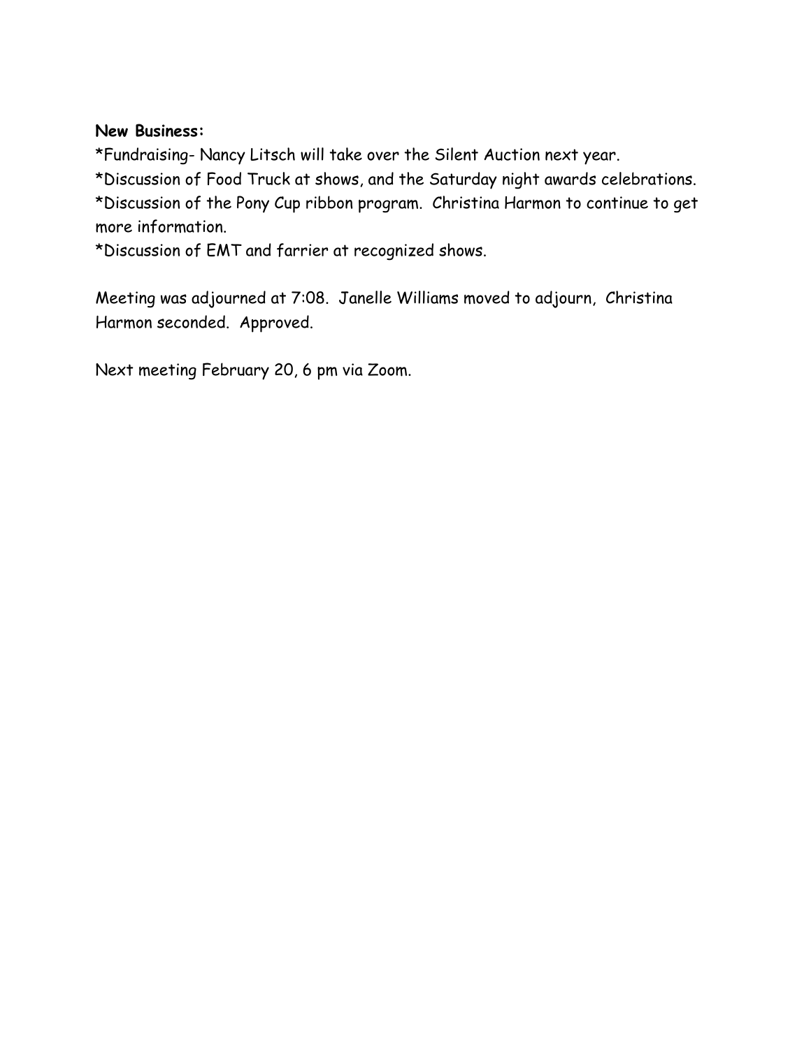**New Business:**

*Fundraising- Nancy Litsch will take over the Silent Auction next year.
*Discussion of Food Truck at shows, and the Saturday night awards celebrations.
*Discussion of the Pony Cup ribbon program. Christina Harmon to continue to get more information.
*Discussion of EMT and farrier at recognized shows.

Meeting was adjourned at 7:08. Janelle Williams moved to adjourn, Christina Harmon seconded. Approved.

Next meeting February 20, 6 pm via Zoom.